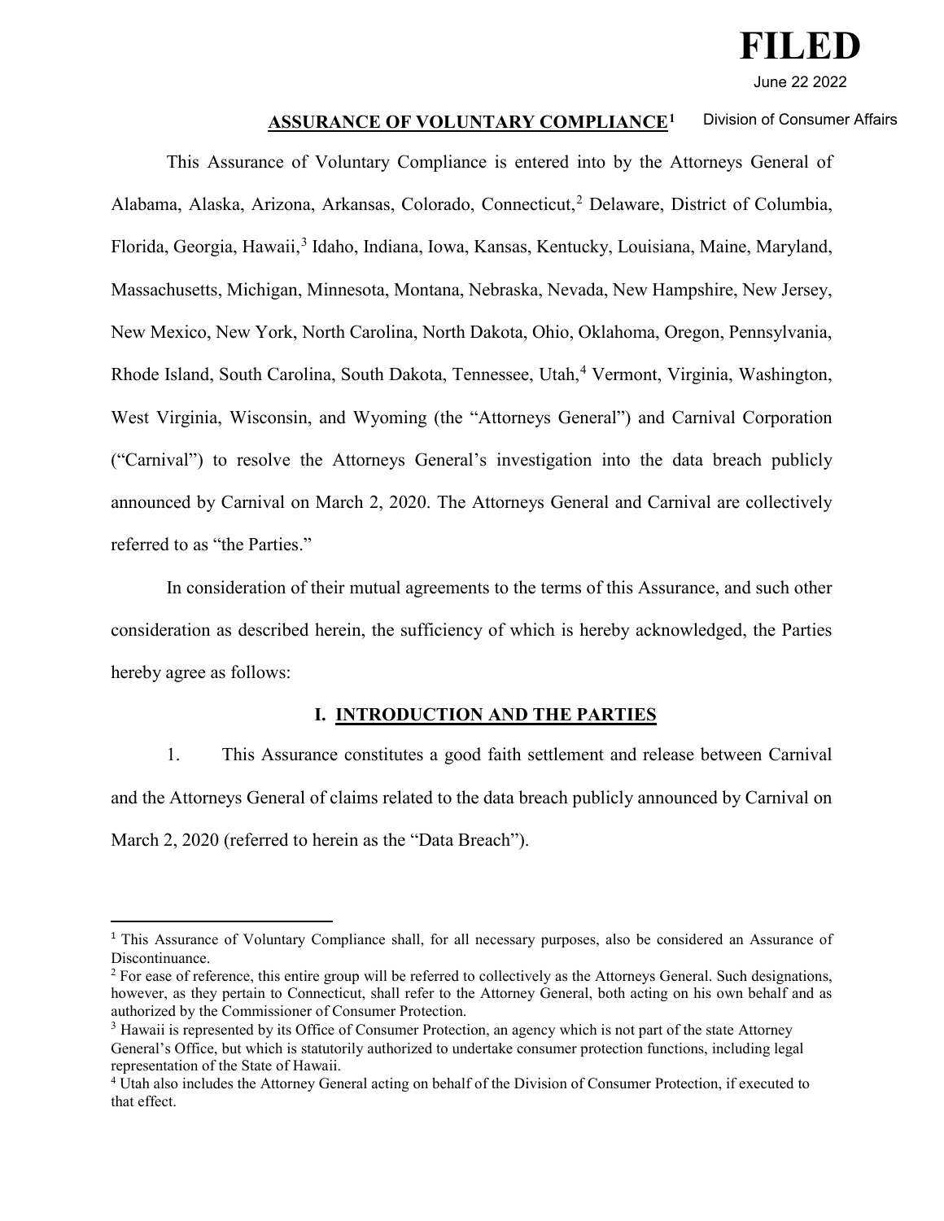**FILED**

June 22 2022

Division of Consumer Affairs

## ASSURANCE OF VOLUNTARY COMPLIANCE[1]

This Assurance of Voluntary Compliance is entered into by the Attorneys General of Alabama, Alaska, Arizona, Arkansas, Colorado, Connecticut,[2] Delaware, District of Columbia, Florida, Georgia, Hawaii,[3] Idaho, Indiana, Iowa, Kansas, Kentucky, Louisiana, Maine, Maryland, Massachusetts, Michigan, Minnesota, Montana, Nebraska, Nevada, New Hampshire, New Jersey, New Mexico, New York, North Carolina, North Dakota, Ohio, Oklahoma, Oregon, Pennsylvania, Rhode Island, South Carolina, South Dakota, Tennessee, Utah,[4] Vermont, Virginia, Washington, West Virginia, Wisconsin, and Wyoming (the "Attorneys General") and Carnival Corporation ("Carnival") to resolve the Attorneys General's investigation into the data breach publicly announced by Carnival on March 2, 2020. The Attorneys General and Carnival are collectively referred to as "the Parties."

In consideration of their mutual agreements to the terms of this Assurance, and such other consideration as described herein, the sufficiency of which is hereby acknowledged, the Parties hereby agree as follows:

### I. INTRODUCTION AND THE PARTIES

1. This Assurance constitutes a good faith settlement and release between Carnival and the Attorneys General of claims related to the data breach publicly announced by Carnival on March 2, 2020 (referred to herein as the "Data Breach").

---

[1] This Assurance of Voluntary Compliance shall, for all necessary purposes, also be considered an Assurance of Discontinuance.

[2] For ease of reference, this entire group will be referred to collectively as the Attorneys General. Such designations, however, as they pertain to Connecticut, shall refer to the Attorney General, both acting on his own behalf and as authorized by the Commissioner of Consumer Protection.

[3] Hawaii is represented by its Office of Consumer Protection, an agency which is not part of the state Attorney General's Office, but which is statutorily authorized to undertake consumer protection functions, including legal representation of the State of Hawaii.

[4] Utah also includes the Attorney General acting on behalf of the Division of Consumer Protection, if executed to that effect.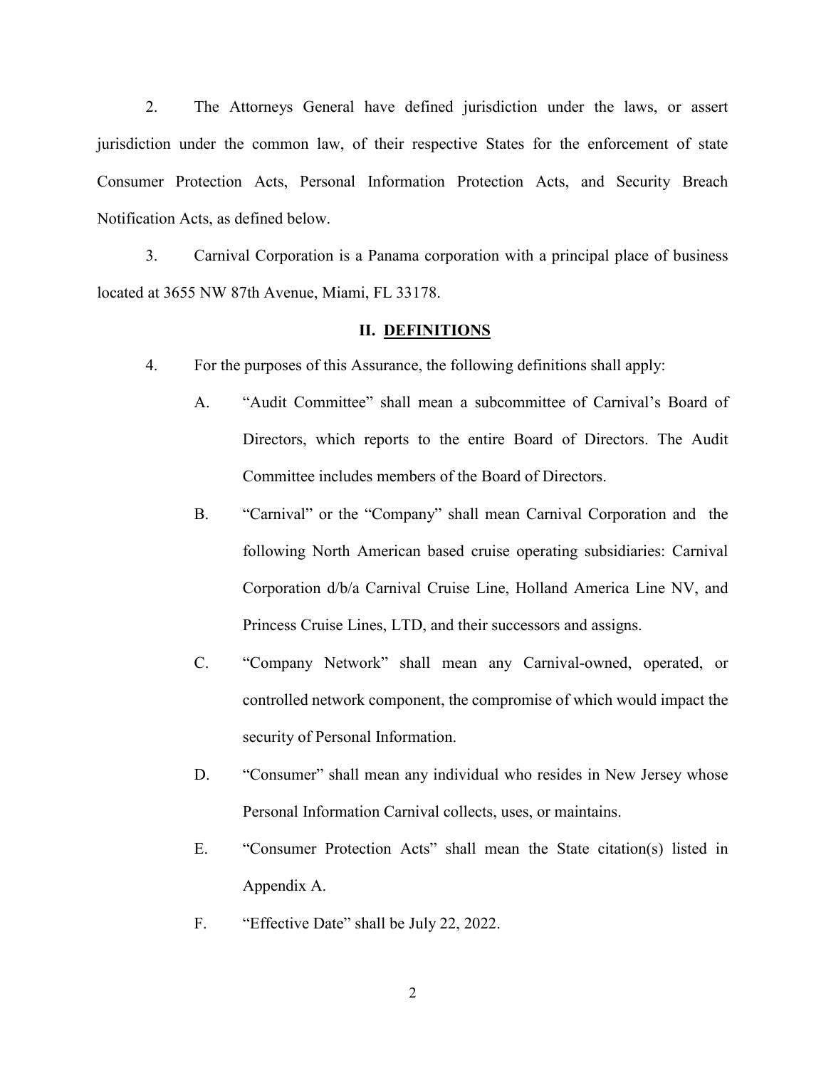2. The Attorneys General have defined jurisdiction under the laws, or assert jurisdiction under the common law, of their respective States for the enforcement of state Consumer Protection Acts, Personal Information Protection Acts, and Security Breach Notification Acts, as defined below.

3. Carnival Corporation is a Panama corporation with a principal place of business located at 3655 NW 87th Avenue, Miami, FL 33178.

## II. DEFINITIONS

4. For the purposes of this Assurance, the following definitions shall apply:

   A. "Audit Committee" shall mean a subcommittee of Carnival's Board of Directors, which reports to the entire Board of Directors. The Audit Committee includes members of the Board of Directors.

   B. "Carnival" or the "Company" shall mean Carnival Corporation and the following North American based cruise operating subsidiaries: Carnival Corporation d/b/a Carnival Cruise Line, Holland America Line NV, and Princess Cruise Lines, LTD, and their successors and assigns.

   C. "Company Network" shall mean any Carnival-owned, operated, or controlled network component, the compromise of which would impact the security of Personal Information.

   D. "Consumer" shall mean any individual who resides in New Jersey whose Personal Information Carnival collects, uses, or maintains.

   E. "Consumer Protection Acts" shall mean the State citation(s) listed in Appendix A.

   F. "Effective Date" shall be July 22, 2022.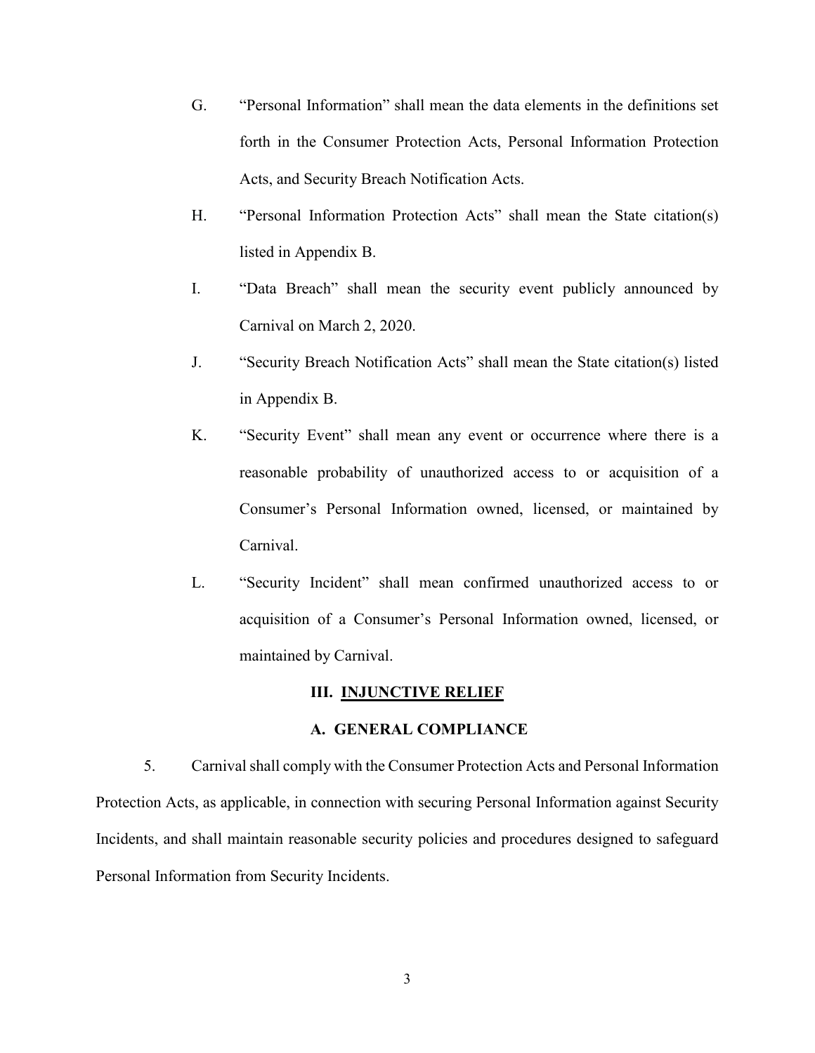G. "Personal Information" shall mean the data elements in the definitions set forth in the Consumer Protection Acts, Personal Information Protection Acts, and Security Breach Notification Acts.

H. "Personal Information Protection Acts" shall mean the State citation(s) listed in Appendix B.

I. "Data Breach" shall mean the security event publicly announced by Carnival on March 2, 2020.

J. "Security Breach Notification Acts" shall mean the State citation(s) listed in Appendix B.

K. "Security Event" shall mean any event or occurrence where there is a reasonable probability of unauthorized access to or acquisition of a Consumer's Personal Information owned, licensed, or maintained by Carnival.

L. "Security Incident" shall mean confirmed unauthorized access to or acquisition of a Consumer's Personal Information owned, licensed, or maintained by Carnival.

## III. INJUNCTIVE RELIEF

### A. GENERAL COMPLIANCE

5. Carnival shall comply with the Consumer Protection Acts and Personal Information Protection Acts, as applicable, in connection with securing Personal Information against Security Incidents, and shall maintain reasonable security policies and procedures designed to safeguard Personal Information from Security Incidents.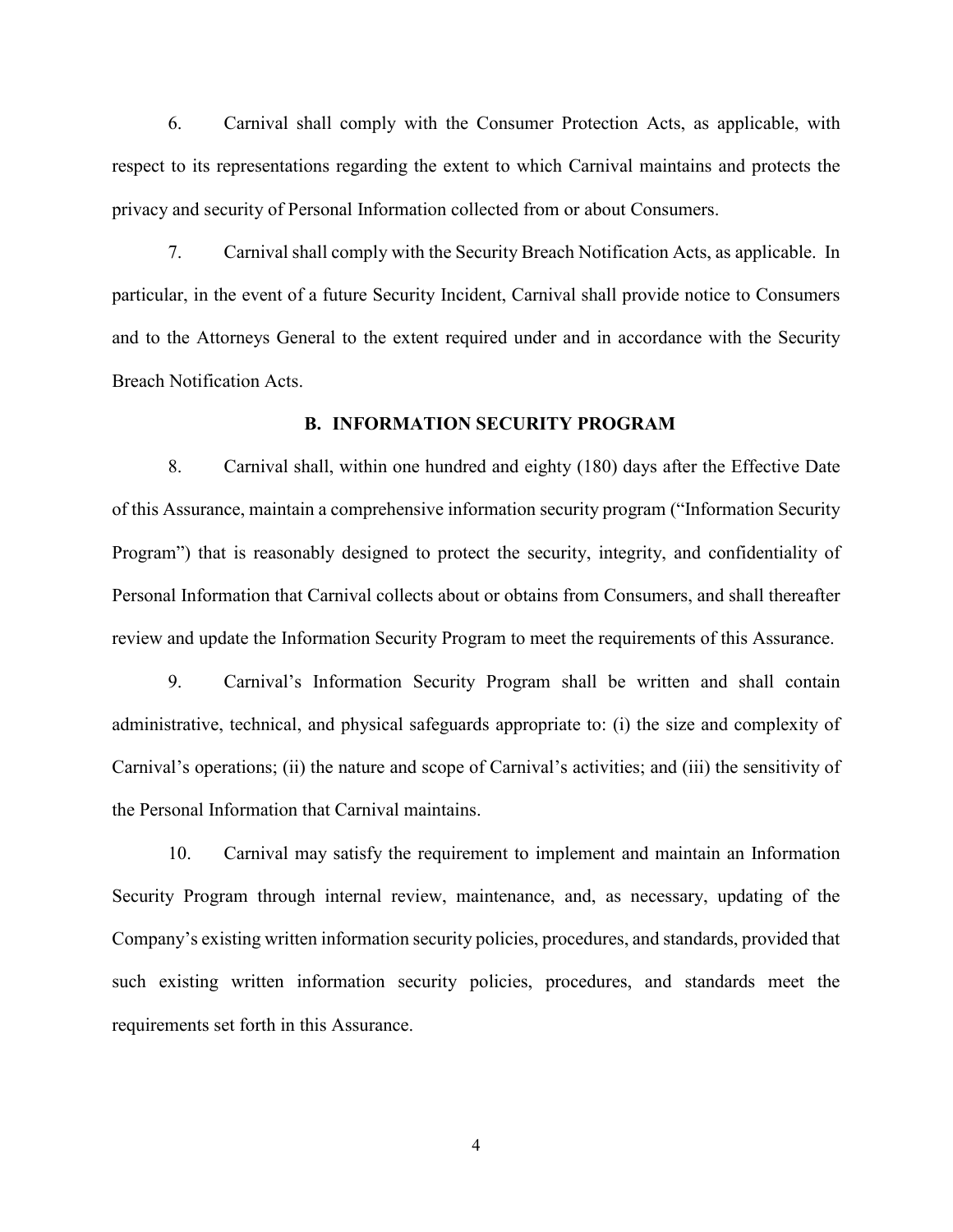6. Carnival shall comply with the Consumer Protection Acts, as applicable, with respect to its representations regarding the extent to which Carnival maintains and protects the privacy and security of Personal Information collected from or about Consumers.

7. Carnival shall comply with the Security Breach Notification Acts, as applicable. In particular, in the event of a future Security Incident, Carnival shall provide notice to Consumers and to the Attorneys General to the extent required under and in accordance with the Security Breach Notification Acts.

### B. INFORMATION SECURITY PROGRAM

8. Carnival shall, within one hundred and eighty (180) days after the Effective Date of this Assurance, maintain a comprehensive information security program ("Information Security Program") that is reasonably designed to protect the security, integrity, and confidentiality of Personal Information that Carnival collects about or obtains from Consumers, and shall thereafter review and update the Information Security Program to meet the requirements of this Assurance.

9. Carnival's Information Security Program shall be written and shall contain administrative, technical, and physical safeguards appropriate to: (i) the size and complexity of Carnival's operations; (ii) the nature and scope of Carnival's activities; and (iii) the sensitivity of the Personal Information that Carnival maintains.

10. Carnival may satisfy the requirement to implement and maintain an Information Security Program through internal review, maintenance, and, as necessary, updating of the Company's existing written information security policies, procedures, and standards, provided that such existing written information security policies, procedures, and standards meet the requirements set forth in this Assurance.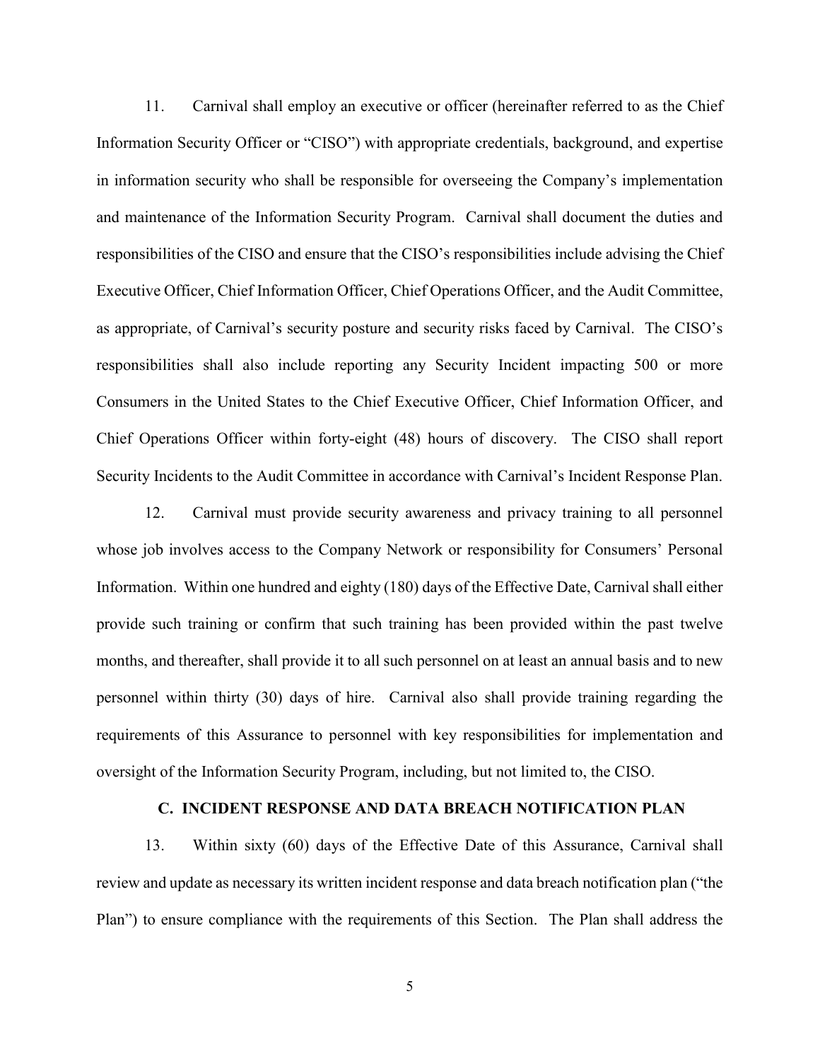11. Carnival shall employ an executive or officer (hereinafter referred to as the Chief Information Security Officer or "CISO") with appropriate credentials, background, and expertise in information security who shall be responsible for overseeing the Company's implementation and maintenance of the Information Security Program. Carnival shall document the duties and responsibilities of the CISO and ensure that the CISO's responsibilities include advising the Chief Executive Officer, Chief Information Officer, Chief Operations Officer, and the Audit Committee, as appropriate, of Carnival's security posture and security risks faced by Carnival. The CISO's responsibilities shall also include reporting any Security Incident impacting 500 or more Consumers in the United States to the Chief Executive Officer, Chief Information Officer, and Chief Operations Officer within forty-eight (48) hours of discovery. The CISO shall report Security Incidents to the Audit Committee in accordance with Carnival's Incident Response Plan.

12. Carnival must provide security awareness and privacy training to all personnel whose job involves access to the Company Network or responsibility for Consumers' Personal Information. Within one hundred and eighty (180) days of the Effective Date, Carnival shall either provide such training or confirm that such training has been provided within the past twelve months, and thereafter, shall provide it to all such personnel on at least an annual basis and to new personnel within thirty (30) days of hire. Carnival also shall provide training regarding the requirements of this Assurance to personnel with key responsibilities for implementation and oversight of the Information Security Program, including, but not limited to, the CISO.

## C. INCIDENT RESPONSE AND DATA BREACH NOTIFICATION PLAN

13. Within sixty (60) days of the Effective Date of this Assurance, Carnival shall review and update as necessary its written incident response and data breach notification plan ("the Plan") to ensure compliance with the requirements of this Section. The Plan shall address the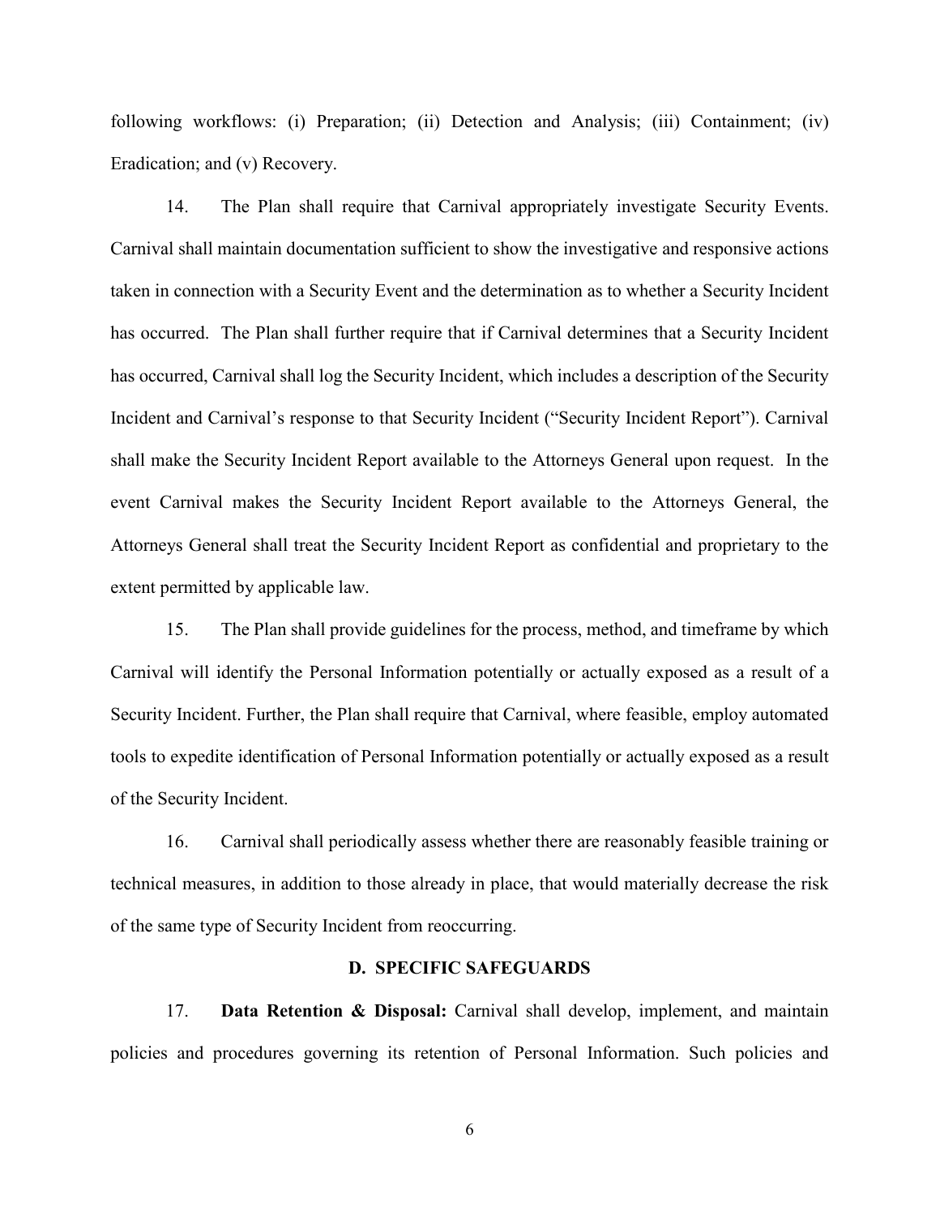following workflows: (i) Preparation; (ii) Detection and Analysis; (iii) Containment; (iv) Eradication; and (v) Recovery.

14. The Plan shall require that Carnival appropriately investigate Security Events. Carnival shall maintain documentation sufficient to show the investigative and responsive actions taken in connection with a Security Event and the determination as to whether a Security Incident has occurred. The Plan shall further require that if Carnival determines that a Security Incident has occurred, Carnival shall log the Security Incident, which includes a description of the Security Incident and Carnival's response to that Security Incident ("Security Incident Report"). Carnival shall make the Security Incident Report available to the Attorneys General upon request. In the event Carnival makes the Security Incident Report available to the Attorneys General, the Attorneys General shall treat the Security Incident Report as confidential and proprietary to the extent permitted by applicable law.

15. The Plan shall provide guidelines for the process, method, and timeframe by which Carnival will identify the Personal Information potentially or actually exposed as a result of a Security Incident. Further, the Plan shall require that Carnival, where feasible, employ automated tools to expedite identification of Personal Information potentially or actually exposed as a result of the Security Incident.

16. Carnival shall periodically assess whether there are reasonably feasible training or technical measures, in addition to those already in place, that would materially decrease the risk of the same type of Security Incident from reoccurring.

### D. SPECIFIC SAFEGUARDS

17. **Data Retention & Disposal:** Carnival shall develop, implement, and maintain policies and procedures governing its retention of Personal Information. Such policies and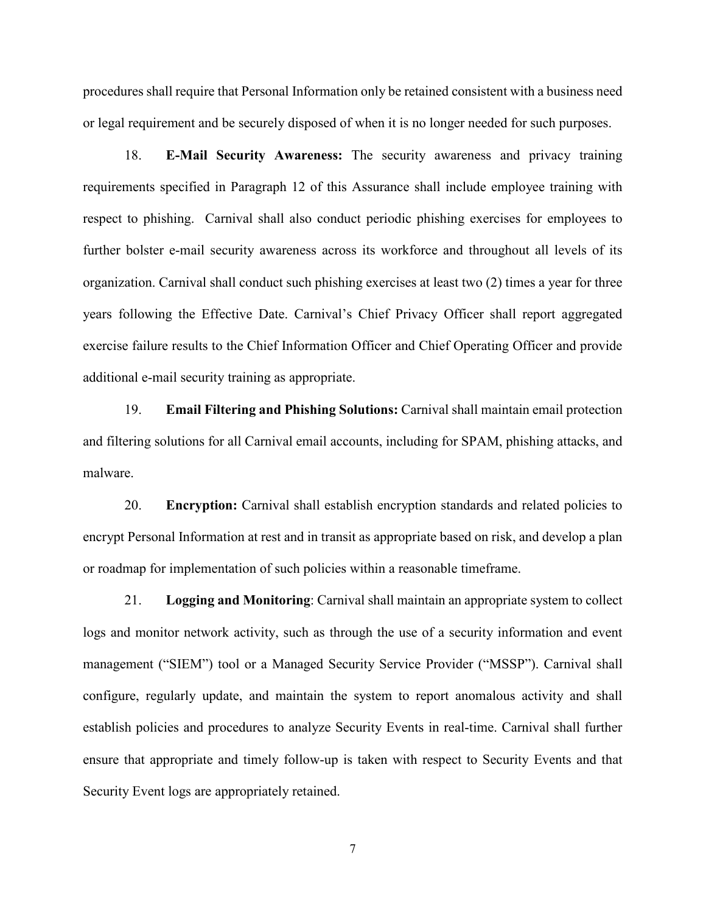procedures shall require that Personal Information only be retained consistent with a business need or legal requirement and be securely disposed of when it is no longer needed for such purposes.

18. **E-Mail Security Awareness:** The security awareness and privacy training requirements specified in Paragraph 12 of this Assurance shall include employee training with respect to phishing. Carnival shall also conduct periodic phishing exercises for employees to further bolster e-mail security awareness across its workforce and throughout all levels of its organization. Carnival shall conduct such phishing exercises at least two (2) times a year for three years following the Effective Date. Carnival's Chief Privacy Officer shall report aggregated exercise failure results to the Chief Information Officer and Chief Operating Officer and provide additional e-mail security training as appropriate.

19. **Email Filtering and Phishing Solutions:** Carnival shall maintain email protection and filtering solutions for all Carnival email accounts, including for SPAM, phishing attacks, and malware.

20. **Encryption:** Carnival shall establish encryption standards and related policies to encrypt Personal Information at rest and in transit as appropriate based on risk, and develop a plan or roadmap for implementation of such policies within a reasonable timeframe.

21. **Logging and Monitoring**: Carnival shall maintain an appropriate system to collect logs and monitor network activity, such as through the use of a security information and event management ("SIEM") tool or a Managed Security Service Provider ("MSSP"). Carnival shall configure, regularly update, and maintain the system to report anomalous activity and shall establish policies and procedures to analyze Security Events in real-time. Carnival shall further ensure that appropriate and timely follow-up is taken with respect to Security Events and that Security Event logs are appropriately retained.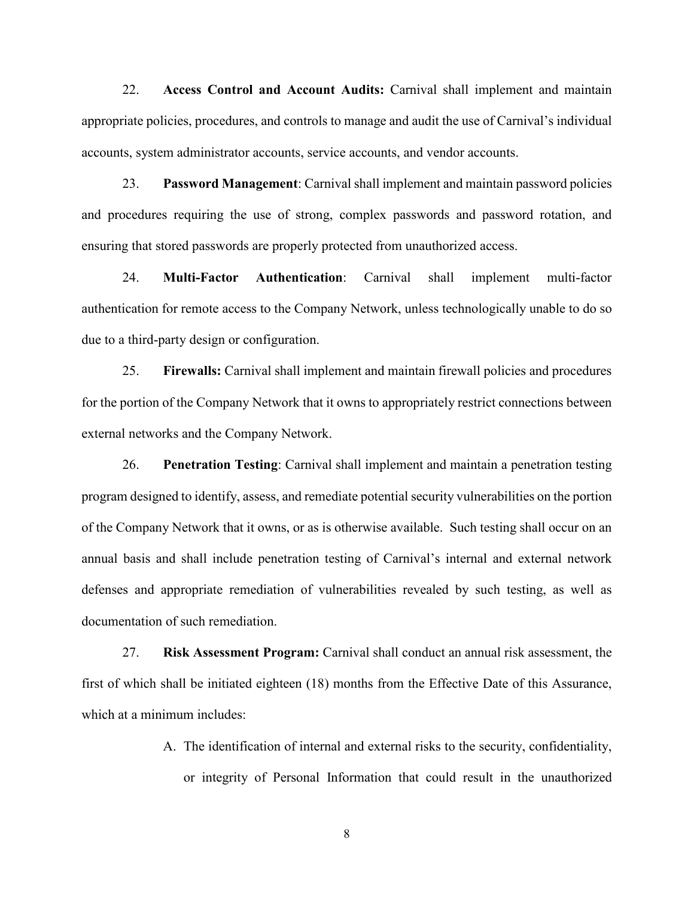22. **Access Control and Account Audits:** Carnival shall implement and maintain appropriate policies, procedures, and controls to manage and audit the use of Carnival's individual accounts, system administrator accounts, service accounts, and vendor accounts.

23. **Password Management**: Carnival shall implement and maintain password policies and procedures requiring the use of strong, complex passwords and password rotation, and ensuring that stored passwords are properly protected from unauthorized access.

24. **Multi-Factor Authentication**: Carnival shall implement multi-factor authentication for remote access to the Company Network, unless technologically unable to do so due to a third-party design or configuration.

25. **Firewalls:** Carnival shall implement and maintain firewall policies and procedures for the portion of the Company Network that it owns to appropriately restrict connections between external networks and the Company Network.

26. **Penetration Testing**: Carnival shall implement and maintain a penetration testing program designed to identify, assess, and remediate potential security vulnerabilities on the portion of the Company Network that it owns, or as is otherwise available. Such testing shall occur on an annual basis and shall include penetration testing of Carnival's internal and external network defenses and appropriate remediation of vulnerabilities revealed by such testing, as well as documentation of such remediation.

27. **Risk Assessment Program:** Carnival shall conduct an annual risk assessment, the first of which shall be initiated eighteen (18) months from the Effective Date of this Assurance, which at a minimum includes:

A. The identification of internal and external risks to the security, confidentiality, or integrity of Personal Information that could result in the unauthorized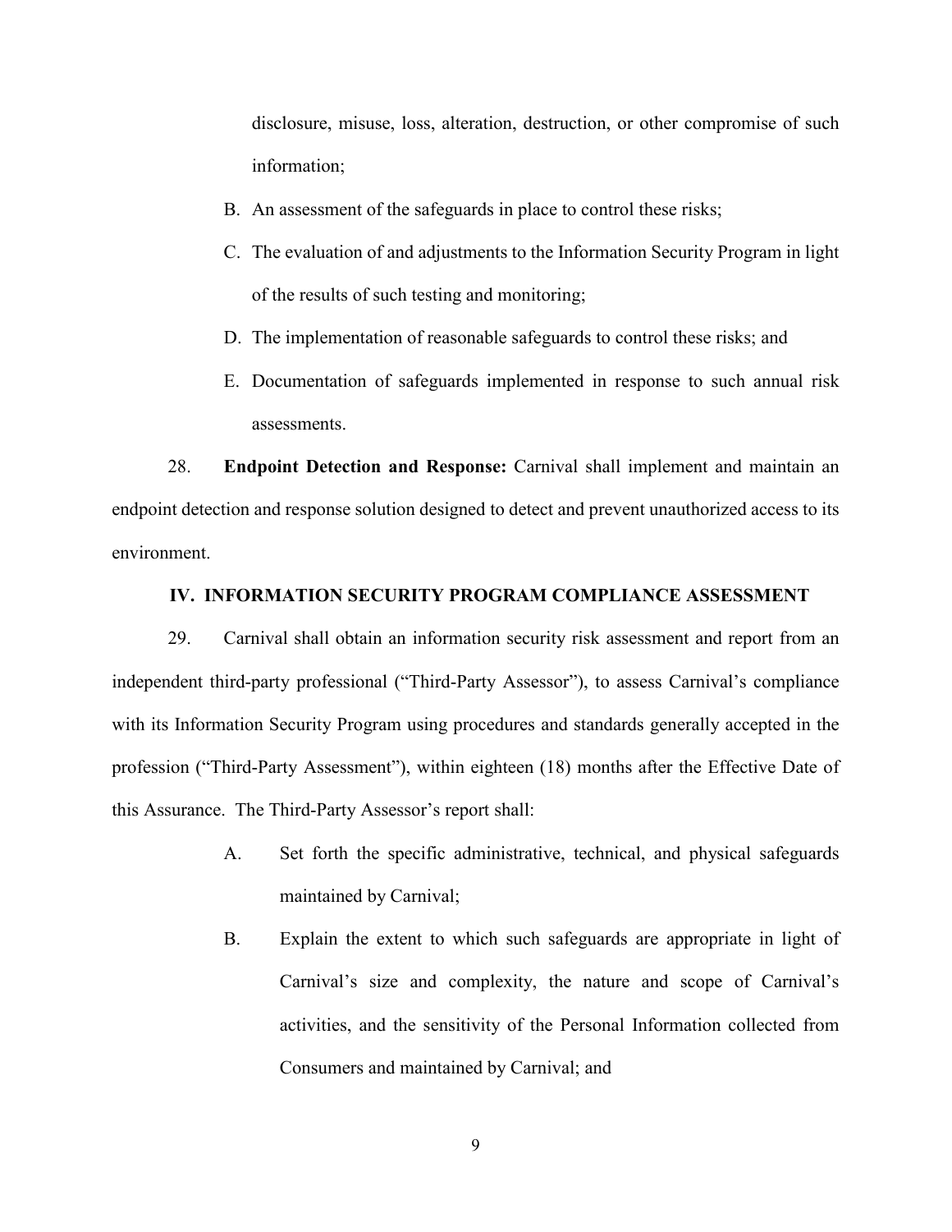disclosure, misuse, loss, alteration, destruction, or other compromise of such information;

B. An assessment of the safeguards in place to control these risks;

C. The evaluation of and adjustments to the Information Security Program in light of the results of such testing and monitoring;

D. The implementation of reasonable safeguards to control these risks; and

E. Documentation of safeguards implemented in response to such annual risk assessments.

28. **Endpoint Detection and Response:** Carnival shall implement and maintain an endpoint detection and response solution designed to detect and prevent unauthorized access to its environment.

## IV. INFORMATION SECURITY PROGRAM COMPLIANCE ASSESSMENT

29. Carnival shall obtain an information security risk assessment and report from an independent third-party professional ("Third-Party Assessor"), to assess Carnival's compliance with its Information Security Program using procedures and standards generally accepted in the profession ("Third-Party Assessment"), within eighteen (18) months after the Effective Date of this Assurance. The Third-Party Assessor's report shall:

A. Set forth the specific administrative, technical, and physical safeguards maintained by Carnival;

B. Explain the extent to which such safeguards are appropriate in light of Carnival's size and complexity, the nature and scope of Carnival's activities, and the sensitivity of the Personal Information collected from Consumers and maintained by Carnival; and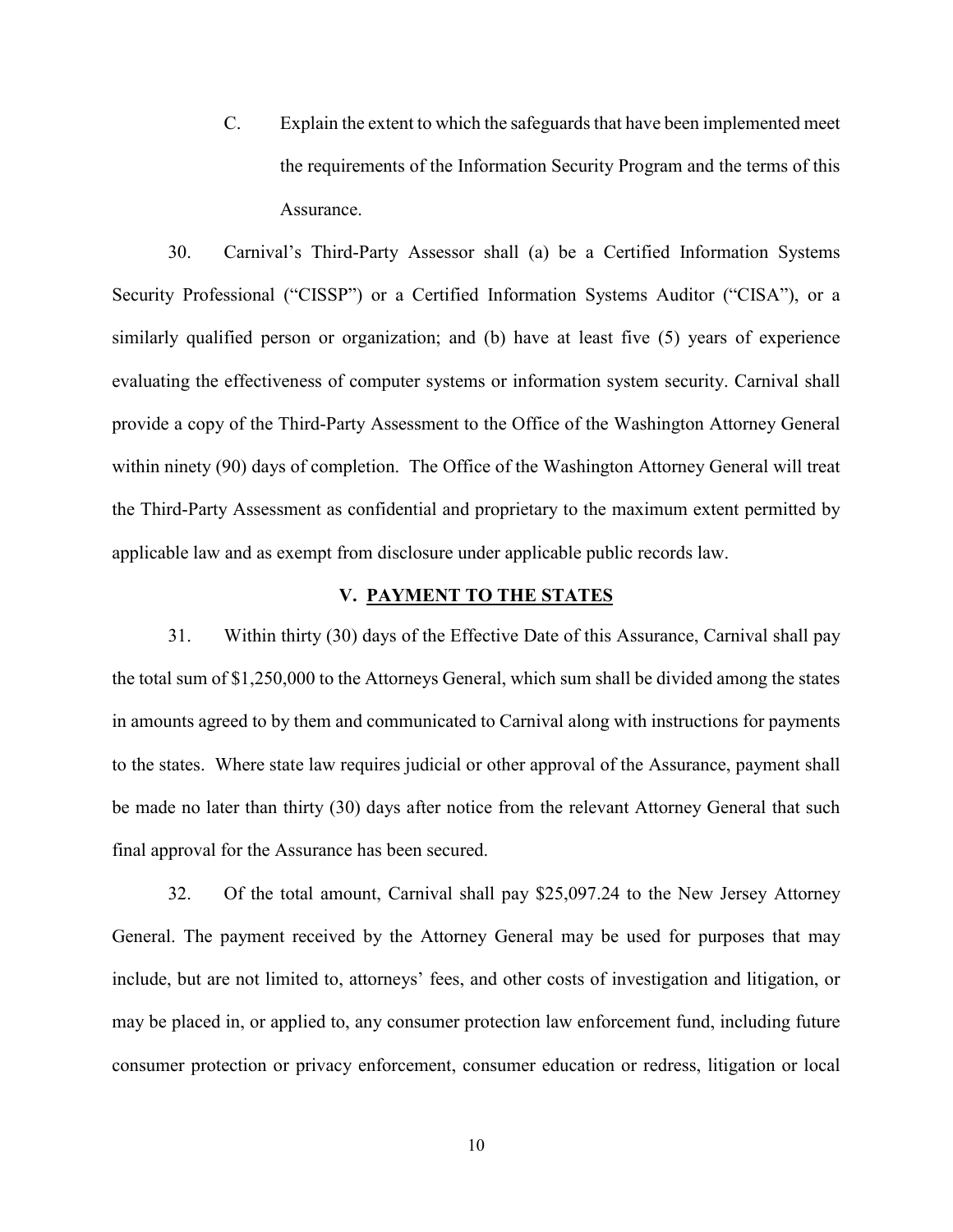C. Explain the extent to which the safeguards that have been implemented meet the requirements of the Information Security Program and the terms of this Assurance.

30. Carnival's Third-Party Assessor shall (a) be a Certified Information Systems Security Professional ("CISSP") or a Certified Information Systems Auditor ("CISA"), or a similarly qualified person or organization; and (b) have at least five (5) years of experience evaluating the effectiveness of computer systems or information system security. Carnival shall provide a copy of the Third-Party Assessment to the Office of the Washington Attorney General within ninety (90) days of completion. The Office of the Washington Attorney General will treat the Third-Party Assessment as confidential and proprietary to the maximum extent permitted by applicable law and as exempt from disclosure under applicable public records law.

## V. PAYMENT TO THE STATES

31. Within thirty (30) days of the Effective Date of this Assurance, Carnival shall pay the total sum of $1,250,000 to the Attorneys General, which sum shall be divided among the states in amounts agreed to by them and communicated to Carnival along with instructions for payments to the states. Where state law requires judicial or other approval of the Assurance, payment shall be made no later than thirty (30) days after notice from the relevant Attorney General that such final approval for the Assurance has been secured.

32. Of the total amount, Carnival shall pay $25,097.24 to the New Jersey Attorney General. The payment received by the Attorney General may be used for purposes that may include, but are not limited to, attorneys' fees, and other costs of investigation and litigation, or may be placed in, or applied to, any consumer protection law enforcement fund, including future consumer protection or privacy enforcement, consumer education or redress, litigation or local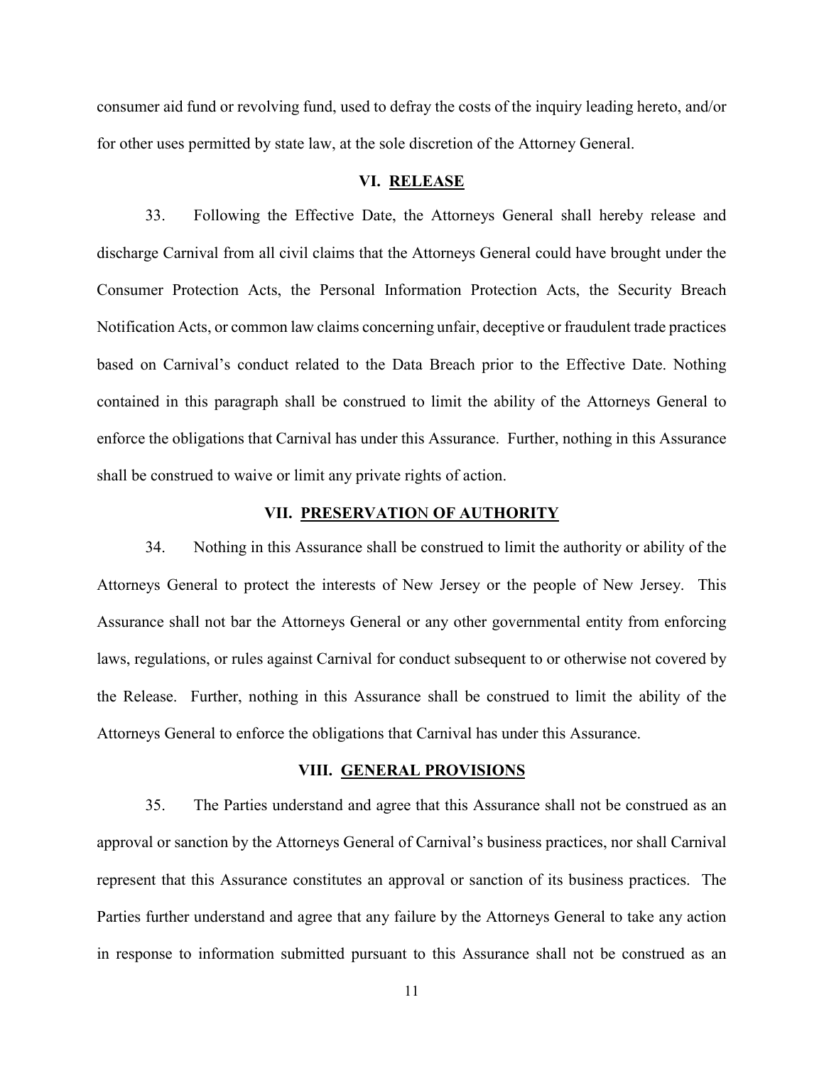consumer aid fund or revolving fund, used to defray the costs of the inquiry leading hereto, and/or for other uses permitted by state law, at the sole discretion of the Attorney General.

## VI. RELEASE

33. Following the Effective Date, the Attorneys General shall hereby release and discharge Carnival from all civil claims that the Attorneys General could have brought under the Consumer Protection Acts, the Personal Information Protection Acts, the Security Breach Notification Acts, or common law claims concerning unfair, deceptive or fraudulent trade practices based on Carnival's conduct related to the Data Breach prior to the Effective Date. Nothing contained in this paragraph shall be construed to limit the ability of the Attorneys General to enforce the obligations that Carnival has under this Assurance. Further, nothing in this Assurance shall be construed to waive or limit any private rights of action.

## VII. PRESERVATION OF AUTHORITY

34. Nothing in this Assurance shall be construed to limit the authority or ability of the Attorneys General to protect the interests of New Jersey or the people of New Jersey. This Assurance shall not bar the Attorneys General or any other governmental entity from enforcing laws, regulations, or rules against Carnival for conduct subsequent to or otherwise not covered by the Release. Further, nothing in this Assurance shall be construed to limit the ability of the Attorneys General to enforce the obligations that Carnival has under this Assurance.

## VIII. GENERAL PROVISIONS

35. The Parties understand and agree that this Assurance shall not be construed as an approval or sanction by the Attorneys General of Carnival's business practices, nor shall Carnival represent that this Assurance constitutes an approval or sanction of its business practices. The Parties further understand and agree that any failure by the Attorneys General to take any action in response to information submitted pursuant to this Assurance shall not be construed as an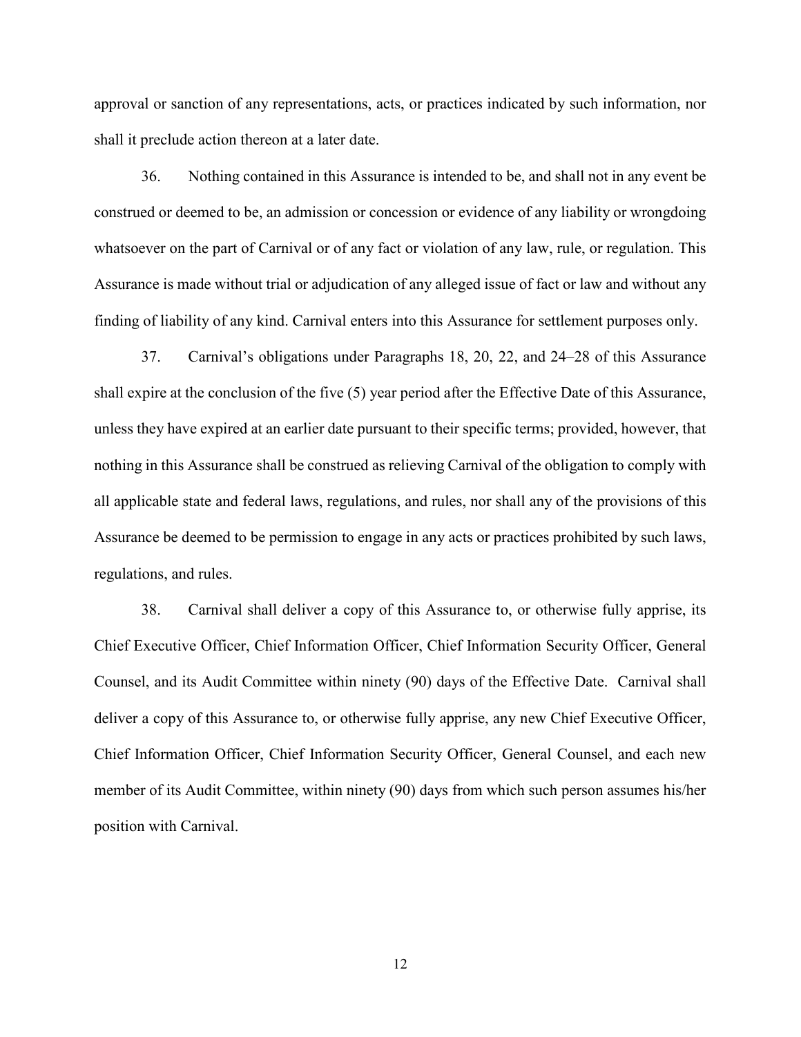approval or sanction of any representations, acts, or practices indicated by such information, nor shall it preclude action thereon at a later date.

36. Nothing contained in this Assurance is intended to be, and shall not in any event be construed or deemed to be, an admission or concession or evidence of any liability or wrongdoing whatsoever on the part of Carnival or of any fact or violation of any law, rule, or regulation. This Assurance is made without trial or adjudication of any alleged issue of fact or law and without any finding of liability of any kind. Carnival enters into this Assurance for settlement purposes only.

37. Carnival's obligations under Paragraphs 18, 20, 22, and 24–28 of this Assurance shall expire at the conclusion of the five (5) year period after the Effective Date of this Assurance, unless they have expired at an earlier date pursuant to their specific terms; provided, however, that nothing in this Assurance shall be construed as relieving Carnival of the obligation to comply with all applicable state and federal laws, regulations, and rules, nor shall any of the provisions of this Assurance be deemed to be permission to engage in any acts or practices prohibited by such laws, regulations, and rules.

38. Carnival shall deliver a copy of this Assurance to, or otherwise fully apprise, its Chief Executive Officer, Chief Information Officer, Chief Information Security Officer, General Counsel, and its Audit Committee within ninety (90) days of the Effective Date. Carnival shall deliver a copy of this Assurance to, or otherwise fully apprise, any new Chief Executive Officer, Chief Information Officer, Chief Information Security Officer, General Counsel, and each new member of its Audit Committee, within ninety (90) days from which such person assumes his/her position with Carnival.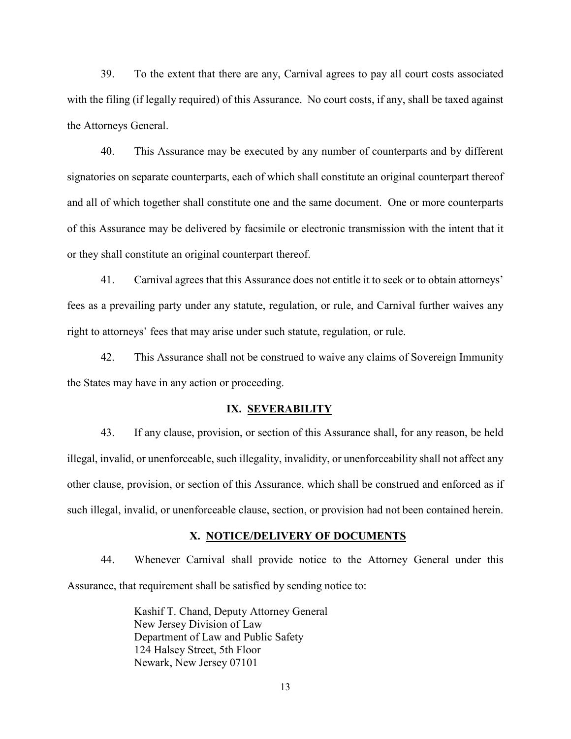39. To the extent that there are any, Carnival agrees to pay all court costs associated with the filing (if legally required) of this Assurance. No court costs, if any, shall be taxed against the Attorneys General.

40. This Assurance may be executed by any number of counterparts and by different signatories on separate counterparts, each of which shall constitute an original counterpart thereof and all of which together shall constitute one and the same document. One or more counterparts of this Assurance may be delivered by facsimile or electronic transmission with the intent that it or they shall constitute an original counterpart thereof.

41. Carnival agrees that this Assurance does not entitle it to seek or to obtain attorneys' fees as a prevailing party under any statute, regulation, or rule, and Carnival further waives any right to attorneys' fees that may arise under such statute, regulation, or rule.

42. This Assurance shall not be construed to waive any claims of Sovereign Immunity the States may have in any action or proceeding.

## IX. SEVERABILITY

43. If any clause, provision, or section of this Assurance shall, for any reason, be held illegal, invalid, or unenforceable, such illegality, invalidity, or unenforceability shall not affect any other clause, provision, or section of this Assurance, which shall be construed and enforced as if such illegal, invalid, or unenforceable clause, section, or provision had not been contained herein.

## X. NOTICE/DELIVERY OF DOCUMENTS

44. Whenever Carnival shall provide notice to the Attorney General under this Assurance, that requirement shall be satisfied by sending notice to:

Kashif T. Chand, Deputy Attorney General
New Jersey Division of Law
Department of Law and Public Safety
124 Halsey Street, 5th Floor
Newark, New Jersey 07101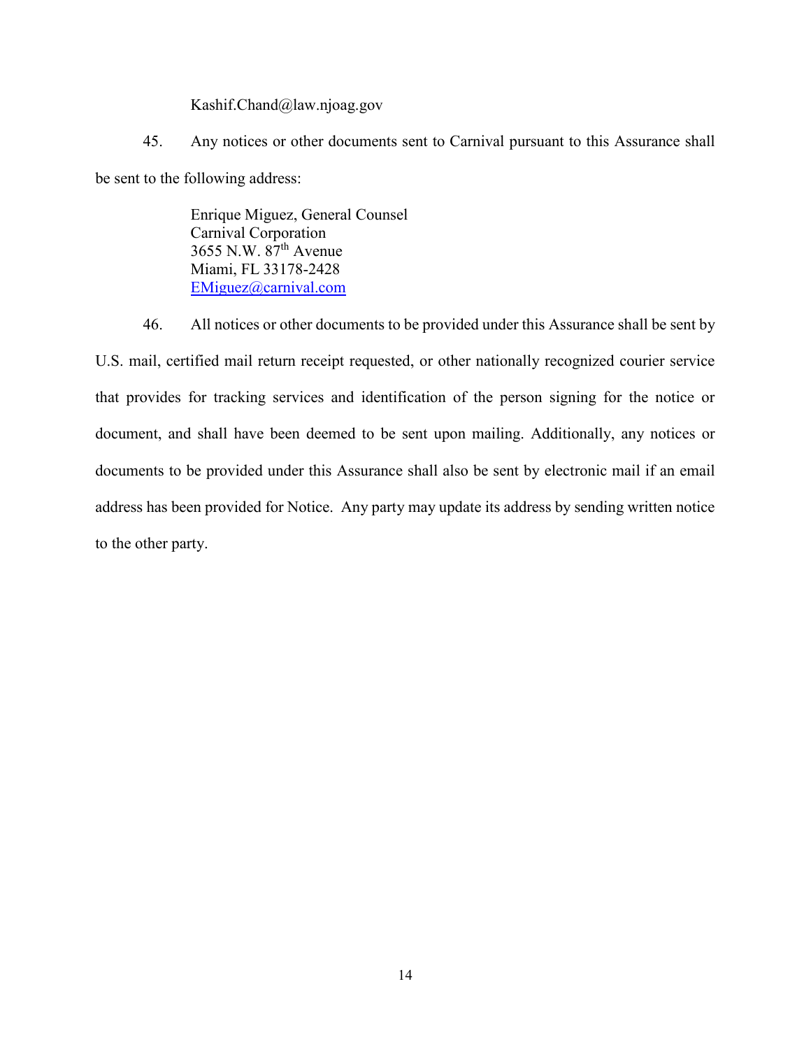Kashif.Chand@law.njoag.gov

45. Any notices or other documents sent to Carnival pursuant to this Assurance shall be sent to the following address:

Enrique Miguez, General Counsel
Carnival Corporation
3655 N.W. 87th Avenue
Miami, FL 33178-2428
EMiguez@carnival.com

46. All notices or other documents to be provided under this Assurance shall be sent by U.S. mail, certified mail return receipt requested, or other nationally recognized courier service that provides for tracking services and identification of the person signing for the notice or document, and shall have been deemed to be sent upon mailing. Additionally, any notices or documents to be provided under this Assurance shall also be sent by electronic mail if an email address has been provided for Notice. Any party may update its address by sending written notice to the other party.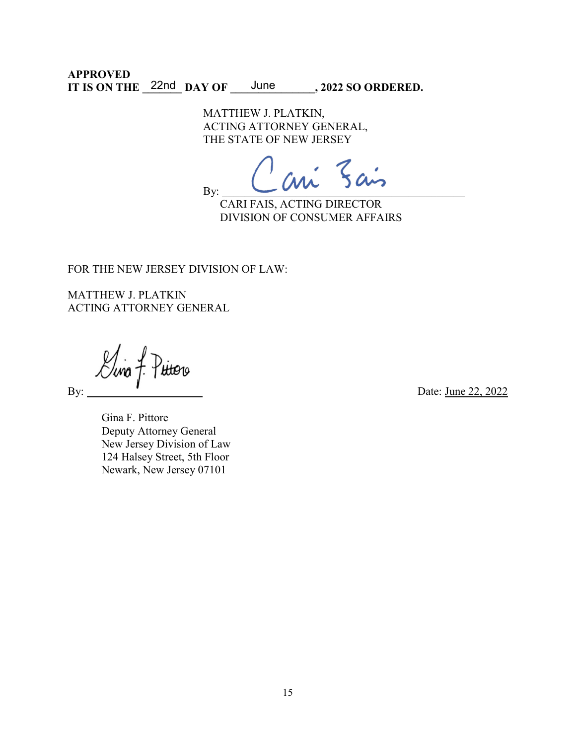**APPROVED**
**IT IS ON THE 22nd DAY OF June, 2022 SO ORDERED.**

MATTHEW J. PLATKIN,
ACTING ATTORNEY GENERAL,
THE STATE OF NEW JERSEY

By: Cari Fais
CARI FAIS, ACTING DIRECTOR
DIVISION OF CONSUMER AFFAIRS

FOR THE NEW JERSEY DIVISION OF LAW:

MATTHEW J. PLATKIN
ACTING ATTORNEY GENERAL

By: Gina F. Pittore

Date: June 22, 2022

Gina F. Pittore
Deputy Attorney General
New Jersey Division of Law
124 Halsey Street, 5th Floor
Newark, New Jersey 07101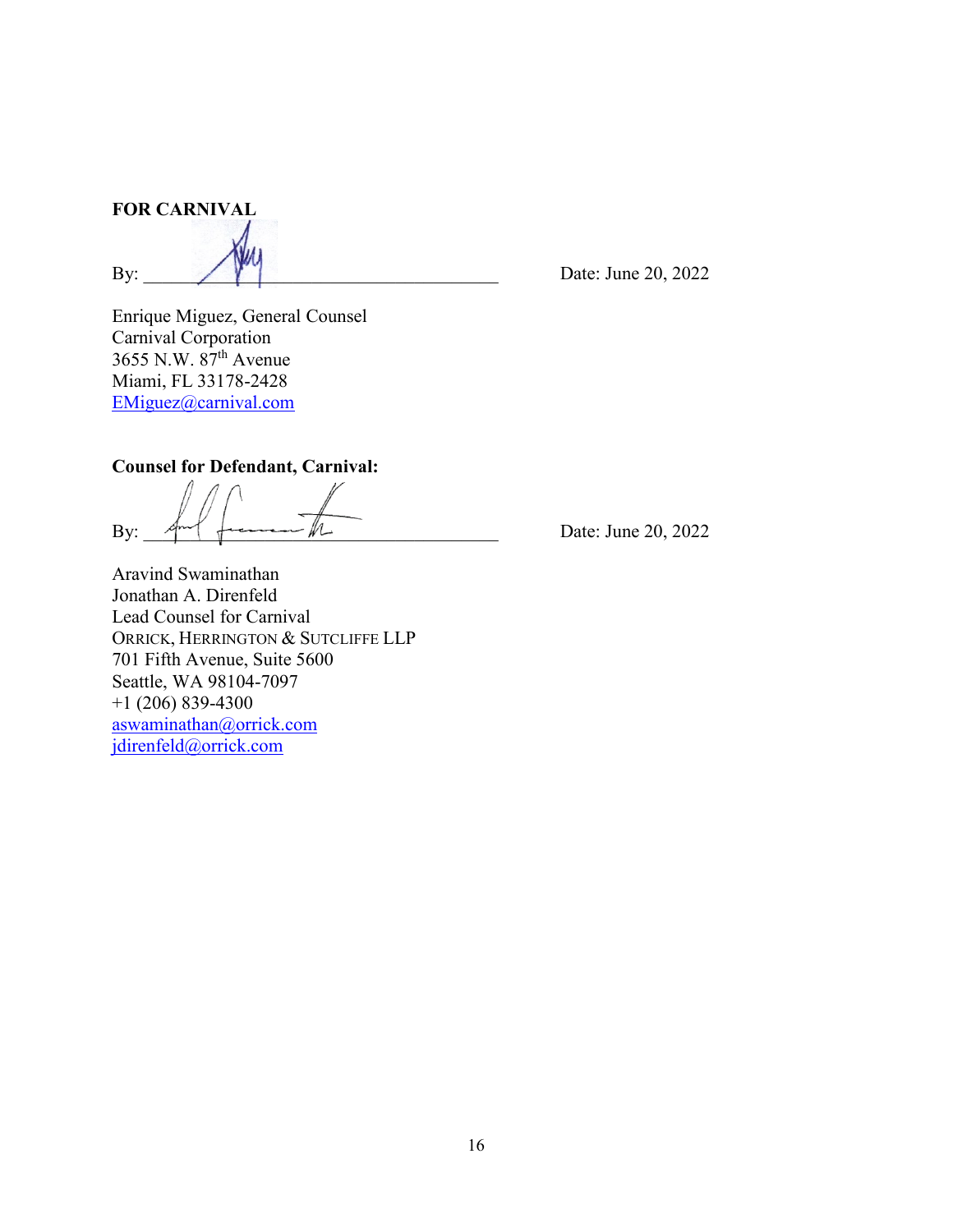**FOR CARNIVAL**

By: \_\_\_\_\_\_\_\_\_\_\_\_\_\_\_\_\_\_\_\_\_\_\_\_\_\_\_\_\_\_\_\_\_\_\_\_ Date: June 20, 2022

Enrique Miguez, General Counsel
Carnival Corporation
3655 N.W. 87th Avenue
Miami, FL 33178-2428
EMiguez@carnival.com

**Counsel for Defendant, Carnival:**

By: \_\_\_\_\_\_\_\_\_\_\_\_\_\_\_\_\_\_\_\_\_\_\_\_\_\_\_\_\_\_\_\_\_\_\_\_ Date: June 20, 2022

Aravind Swaminathan
Jonathan A. Direnfeld
Lead Counsel for Carnival
ORRICK, HERRINGTON & SUTCLIFFE LLP
701 Fifth Avenue, Suite 5600
Seattle, WA 98104-7097
+1 (206) 839-4300
aswaminathan@orrick.com
jdirenfeld@orrick.com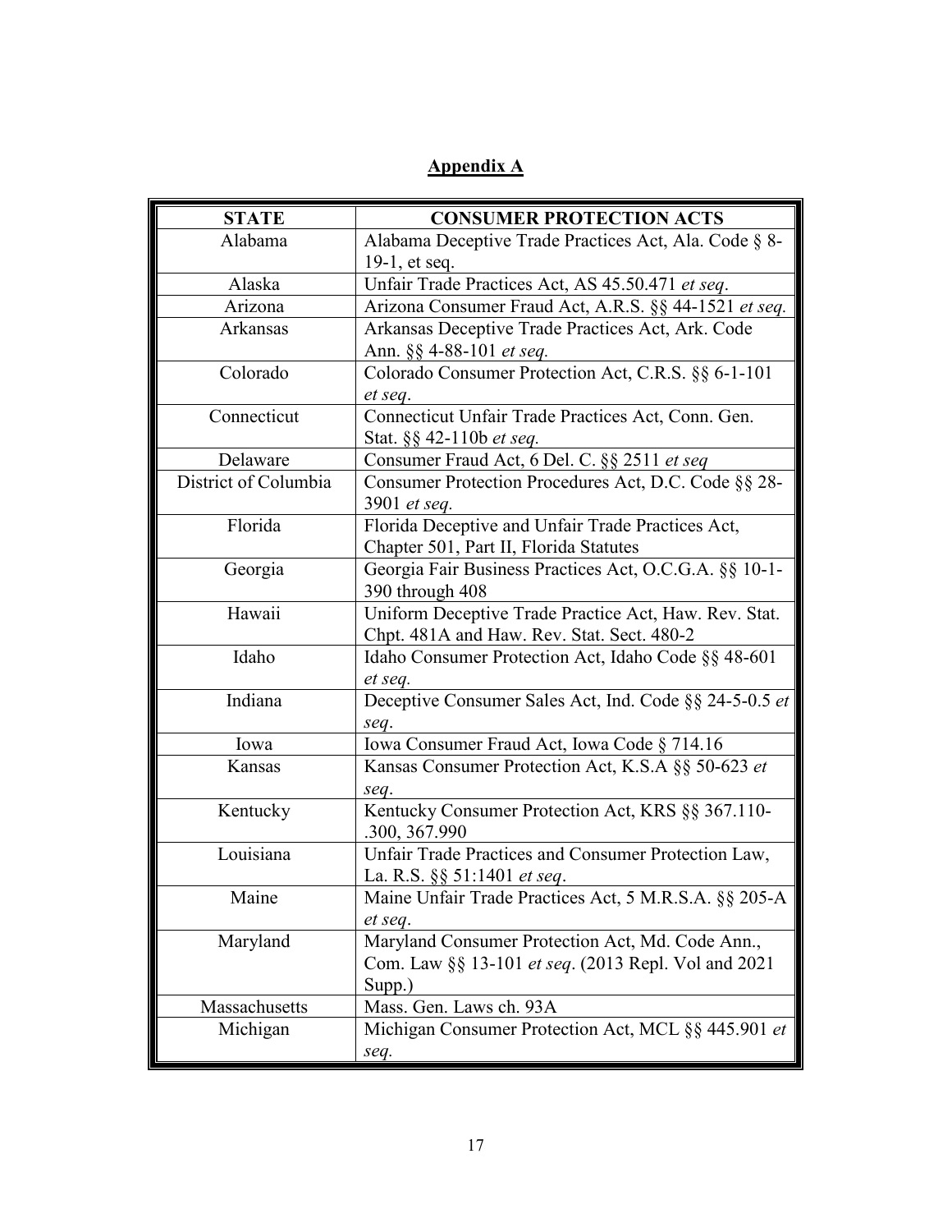**Appendix A**

| **STATE** | **CONSUMER PROTECTION ACTS** |
|---|---|
| Alabama | Alabama Deceptive Trade Practices Act, Ala. Code § 8-19-1, et seq. |
| Alaska | Unfair Trade Practices Act, AS 45.50.471 *et seq*. |
| Arizona | Arizona Consumer Fraud Act, A.R.S. §§ 44-1521 *et seq.* |
| Arkansas | Arkansas Deceptive Trade Practices Act, Ark. Code Ann. §§ 4-88-101 *et seq.* |
| Colorado | Colorado Consumer Protection Act, C.R.S. §§ 6-1-101 *et seq*. |
| Connecticut | Connecticut Unfair Trade Practices Act, Conn. Gen. Stat. §§ 42-110b *et seq.* |
| Delaware | Consumer Fraud Act, 6 Del. C. §§ 2511 *et seq* |
| District of Columbia | Consumer Protection Procedures Act, D.C. Code §§ 28-3901 *et seq*. |
| Florida | Florida Deceptive and Unfair Trade Practices Act, Chapter 501, Part II, Florida Statutes |
| Georgia | Georgia Fair Business Practices Act, O.C.G.A. §§ 10-1-390 through 408 |
| Hawaii | Uniform Deceptive Trade Practice Act, Haw. Rev. Stat. Chpt. 481A and Haw. Rev. Stat. Sect. 480-2 |
| Idaho | Idaho Consumer Protection Act, Idaho Code §§ 48-601 *et seq.* |
| Indiana | Deceptive Consumer Sales Act, Ind. Code §§ 24-5-0.5 *et seq*. |
| Iowa | Iowa Consumer Fraud Act, Iowa Code § 714.16 |
| Kansas | Kansas Consumer Protection Act, K.S.A §§ 50-623 *et seq*. |
| Kentucky | Kentucky Consumer Protection Act, KRS §§ 367.110-.300, 367.990 |
| Louisiana | Unfair Trade Practices and Consumer Protection Law, La. R.S. §§ 51:1401 *et seq*. |
| Maine | Maine Unfair Trade Practices Act, 5 M.R.S.A. §§ 205-A *et seq*. |
| Maryland | Maryland Consumer Protection Act, Md. Code Ann., Com. Law §§ 13-101 *et seq*. (2013 Repl. Vol and 2021 Supp.) |
| Massachusetts | Mass. Gen. Laws ch. 93A |
| Michigan | Michigan Consumer Protection Act, MCL §§ 445.901 *et seq.* |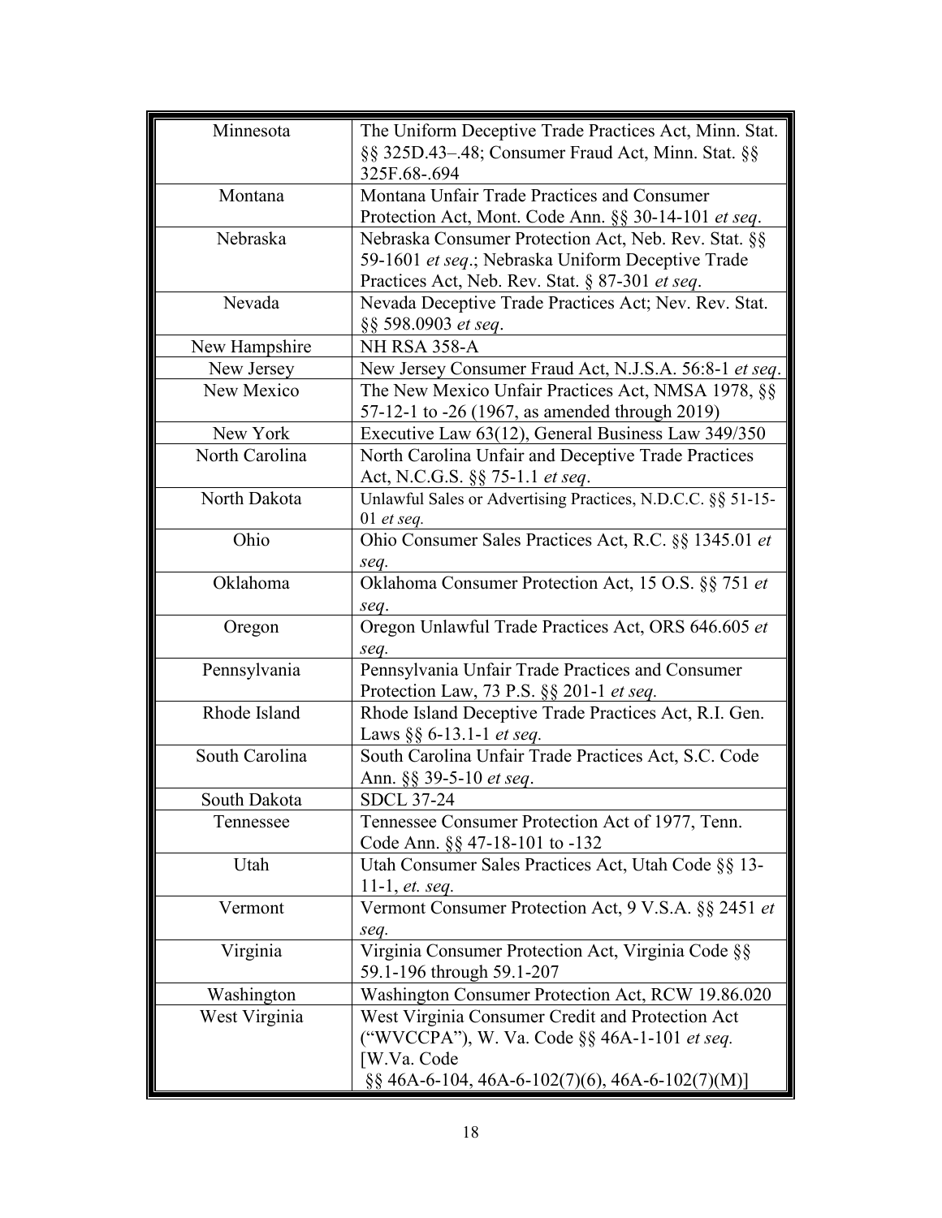| | |
|---|---|
| Minnesota | The Uniform Deceptive Trade Practices Act, Minn. Stat. §§ 325D.43–.48; Consumer Fraud Act, Minn. Stat. §§ 325F.68-.694 |
| Montana | Montana Unfair Trade Practices and Consumer Protection Act, Mont. Code Ann. §§ 30-14-101 *et seq*. |
| Nebraska | Nebraska Consumer Protection Act, Neb. Rev. Stat. §§ 59-1601 *et seq*.; Nebraska Uniform Deceptive Trade Practices Act, Neb. Rev. Stat. § 87-301 *et seq*. |
| Nevada | Nevada Deceptive Trade Practices Act; Nev. Rev. Stat. §§ 598.0903 *et seq*. |
| New Hampshire | NH RSA 358-A |
| New Jersey | New Jersey Consumer Fraud Act, N.J.S.A. 56:8-1 *et seq*. |
| New Mexico | The New Mexico Unfair Practices Act, NMSA 1978, §§ 57-12-1 to -26 (1967, as amended through 2019) |
| New York | Executive Law 63(12), General Business Law 349/350 |
| North Carolina | North Carolina Unfair and Deceptive Trade Practices Act, N.C.G.S. §§ 75-1.1 *et seq*. |
| North Dakota | Unlawful Sales or Advertising Practices, N.D.C.C. §§ 51-15-01 *et seq.* |
| Ohio | Ohio Consumer Sales Practices Act, R.C. §§ 1345.01 *et seq.* |
| Oklahoma | Oklahoma Consumer Protection Act, 15 O.S. §§ 751 *et seq*. |
| Oregon | Oregon Unlawful Trade Practices Act, ORS 646.605 *et seq.* |
| Pennsylvania | Pennsylvania Unfair Trade Practices and Consumer Protection Law, 73 P.S. §§ 201-1 *et seq.* |
| Rhode Island | Rhode Island Deceptive Trade Practices Act, R.I. Gen. Laws §§ 6-13.1-1 *et seq.* |
| South Carolina | South Carolina Unfair Trade Practices Act, S.C. Code Ann. §§ 39-5-10 *et seq*. |
| South Dakota | SDCL 37-24 |
| Tennessee | Tennessee Consumer Protection Act of 1977, Tenn. Code Ann. §§ 47-18-101 to -132 |
| Utah | Utah Consumer Sales Practices Act, Utah Code §§ 13-11-1, *et. seq.* |
| Vermont | Vermont Consumer Protection Act, 9 V.S.A. §§ 2451 *et seq.* |
| Virginia | Virginia Consumer Protection Act, Virginia Code §§ 59.1-196 through 59.1-207 |
| Washington | Washington Consumer Protection Act, RCW 19.86.020 |
| West Virginia | West Virginia Consumer Credit and Protection Act ("WVCCPA"), W. Va. Code §§ 46A-1-101 *et seq.* [W.Va. Code §§ 46A-6-104, 46A-6-102(7)(6), 46A-6-102(7)(M)] |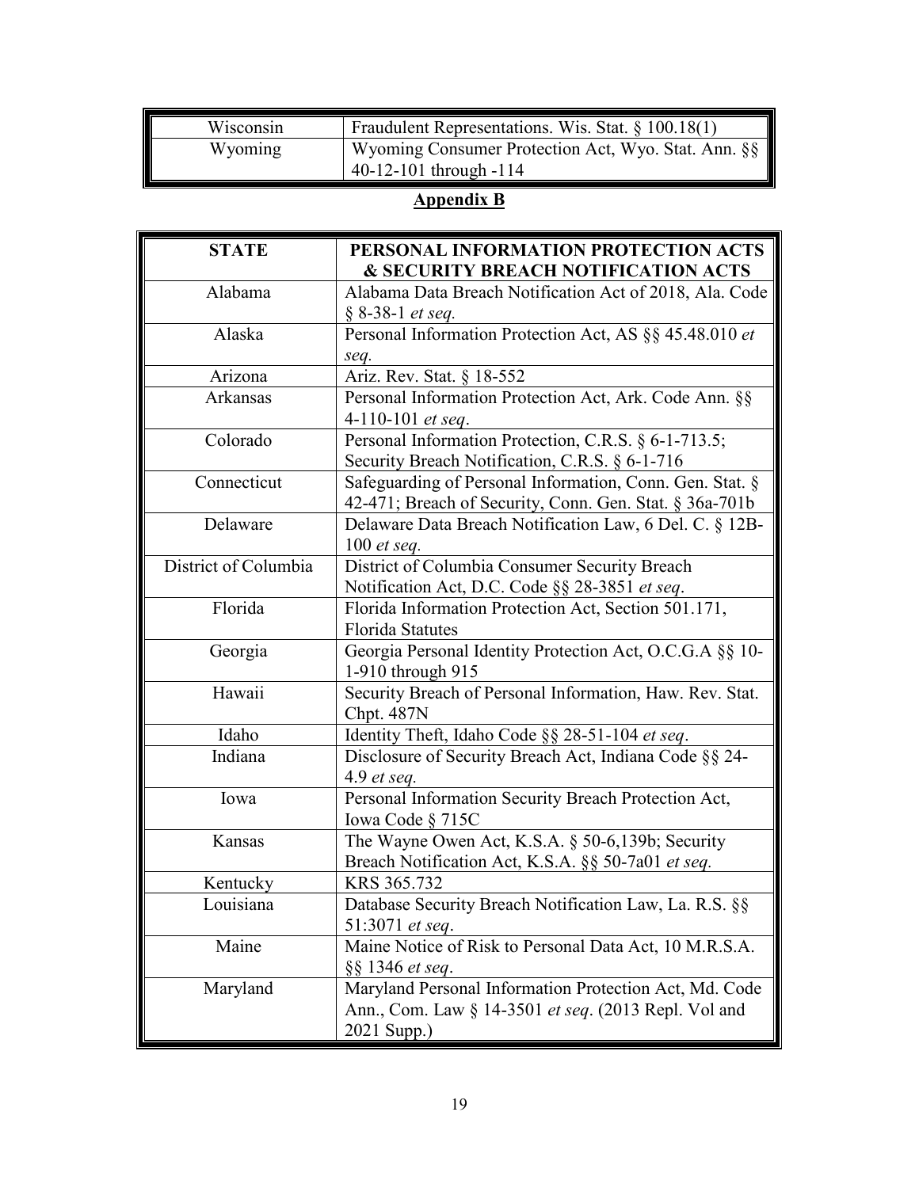| | |
|---|---|
| Wisconsin | Fraudulent Representations. Wis. Stat. § 100.18(1) |
| Wyoming | Wyoming Consumer Protection Act, Wyo. Stat. Ann. §§ 40-12-101 through -114 |

## Appendix B

| STATE | PERSONAL INFORMATION PROTECTION ACTS & SECURITY BREACH NOTIFICATION ACTS |
|---|---|
| Alabama | Alabama Data Breach Notification Act of 2018, Ala. Code § 8-38-1 *et seq.* |
| Alaska | Personal Information Protection Act, AS §§ 45.48.010 *et seq.* |
| Arizona | Ariz. Rev. Stat. § 18-552 |
| Arkansas | Personal Information Protection Act, Ark. Code Ann. §§ 4-110-101 *et seq*. |
| Colorado | Personal Information Protection, C.R.S. § 6-1-713.5; Security Breach Notification, C.R.S. § 6-1-716 |
| Connecticut | Safeguarding of Personal Information, Conn. Gen. Stat. § 42-471; Breach of Security, Conn. Gen. Stat. § 36a-701b |
| Delaware | Delaware Data Breach Notification Law, 6 Del. C. § 12B-100 *et seq.* |
| District of Columbia | District of Columbia Consumer Security Breach Notification Act, D.C. Code §§ 28-3851 *et seq*. |
| Florida | Florida Information Protection Act, Section 501.171, Florida Statutes |
| Georgia | Georgia Personal Identity Protection Act, O.C.G.A §§ 10-1-910 through 915 |
| Hawaii | Security Breach of Personal Information, Haw. Rev. Stat. Chpt. 487N |
| Idaho | Identity Theft, Idaho Code §§ 28-51-104 *et seq*. |
| Indiana | Disclosure of Security Breach Act, Indiana Code §§ 24-4.9 *et seq.* |
| Iowa | Personal Information Security Breach Protection Act, Iowa Code § 715C |
| Kansas | The Wayne Owen Act, K.S.A. § 50-6,139b; Security Breach Notification Act, K.S.A. §§ 50-7a01 *et seq.* |
| Kentucky | KRS 365.732 |
| Louisiana | Database Security Breach Notification Law, La. R.S. §§ 51:3071 *et seq*. |
| Maine | Maine Notice of Risk to Personal Data Act, 10 M.R.S.A. §§ 1346 *et seq*. |
| Maryland | Maryland Personal Information Protection Act, Md. Code Ann., Com. Law § 14-3501 *et seq*. (2013 Repl. Vol and 2021 Supp.) |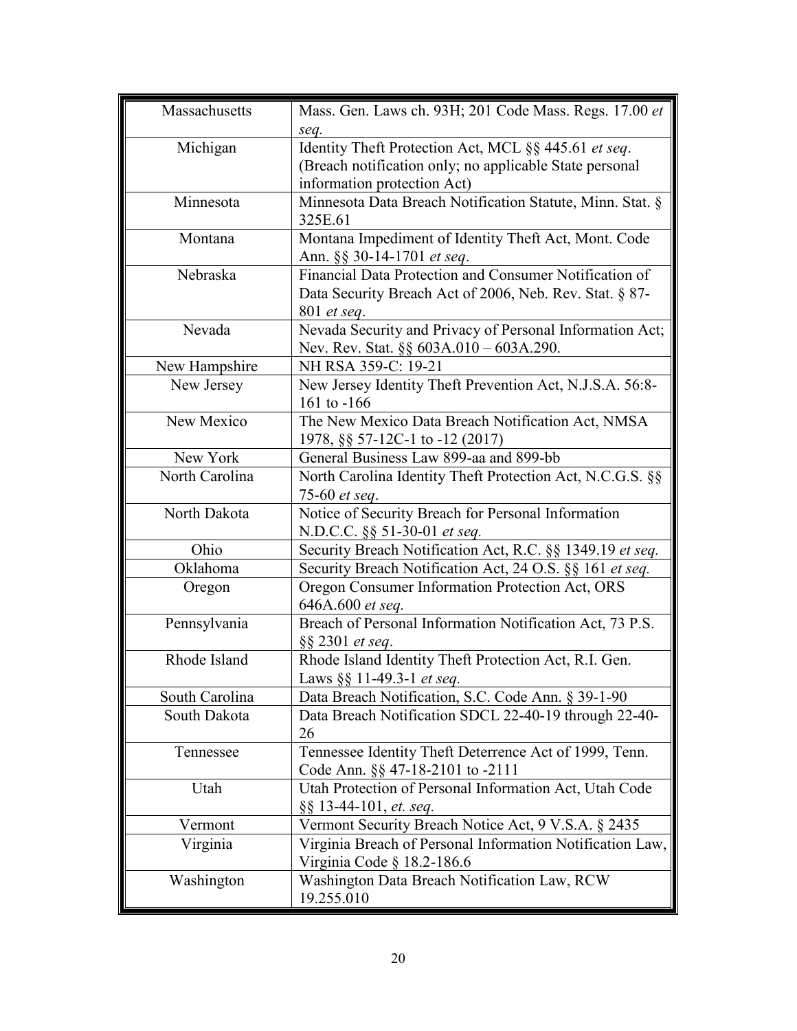| Massachusetts | Mass. Gen. Laws ch. 93H; 201 Code Mass. Regs. 17.00 *et seq.* |
|---|---|
| Michigan | Identity Theft Protection Act, MCL §§ 445.61 *et seq*. (Breach notification only; no applicable State personal information protection Act) |
| Minnesota | Minnesota Data Breach Notification Statute, Minn. Stat. § 325E.61 |
| Montana | Montana Impediment of Identity Theft Act, Mont. Code Ann. §§ 30-14-1701 *et seq*. |
| Nebraska | Financial Data Protection and Consumer Notification of Data Security Breach Act of 2006, Neb. Rev. Stat. § 87-801 *et seq*. |
| Nevada | Nevada Security and Privacy of Personal Information Act; Nev. Rev. Stat. §§ 603A.010 – 603A.290. |
| New Hampshire | NH RSA 359-C: 19-21 |
| New Jersey | New Jersey Identity Theft Prevention Act, N.J.S.A. 56:8-161 to -166 |
| New Mexico | The New Mexico Data Breach Notification Act, NMSA 1978, §§ 57-12C-1 to -12 (2017) |
| New York | General Business Law 899-aa and 899-bb |
| North Carolina | North Carolina Identity Theft Protection Act, N.C.G.S. §§ 75-60 *et seq*. |
| North Dakota | Notice of Security Breach for Personal Information N.D.C.C. §§ 51-30-01 *et seq.* |
| Ohio | Security Breach Notification Act, R.C. §§ 1349.19 *et seq.* |
| Oklahoma | Security Breach Notification Act, 24 O.S. §§ 161 *et seq.* |
| Oregon | Oregon Consumer Information Protection Act, ORS 646A.600 *et seq.* |
| Pennsylvania | Breach of Personal Information Notification Act, 73 P.S. §§ 2301 *et seq*. |
| Rhode Island | Rhode Island Identity Theft Protection Act, R.I. Gen. Laws §§ 11-49.3-1 *et seq.* |
| South Carolina | Data Breach Notification, S.C. Code Ann. § 39-1-90 |
| South Dakota | Data Breach Notification SDCL 22-40-19 through 22-40-26 |
| Tennessee | Tennessee Identity Theft Deterrence Act of 1999, Tenn. Code Ann. §§ 47-18-2101 to -2111 |
| Utah | Utah Protection of Personal Information Act, Utah Code §§ 13-44-101, *et. seq.* |
| Vermont | Vermont Security Breach Notice Act, 9 V.S.A. § 2435 |
| Virginia | Virginia Breach of Personal Information Notification Law, Virginia Code § 18.2-186.6 |
| Washington | Washington Data Breach Notification Law, RCW 19.255.010 |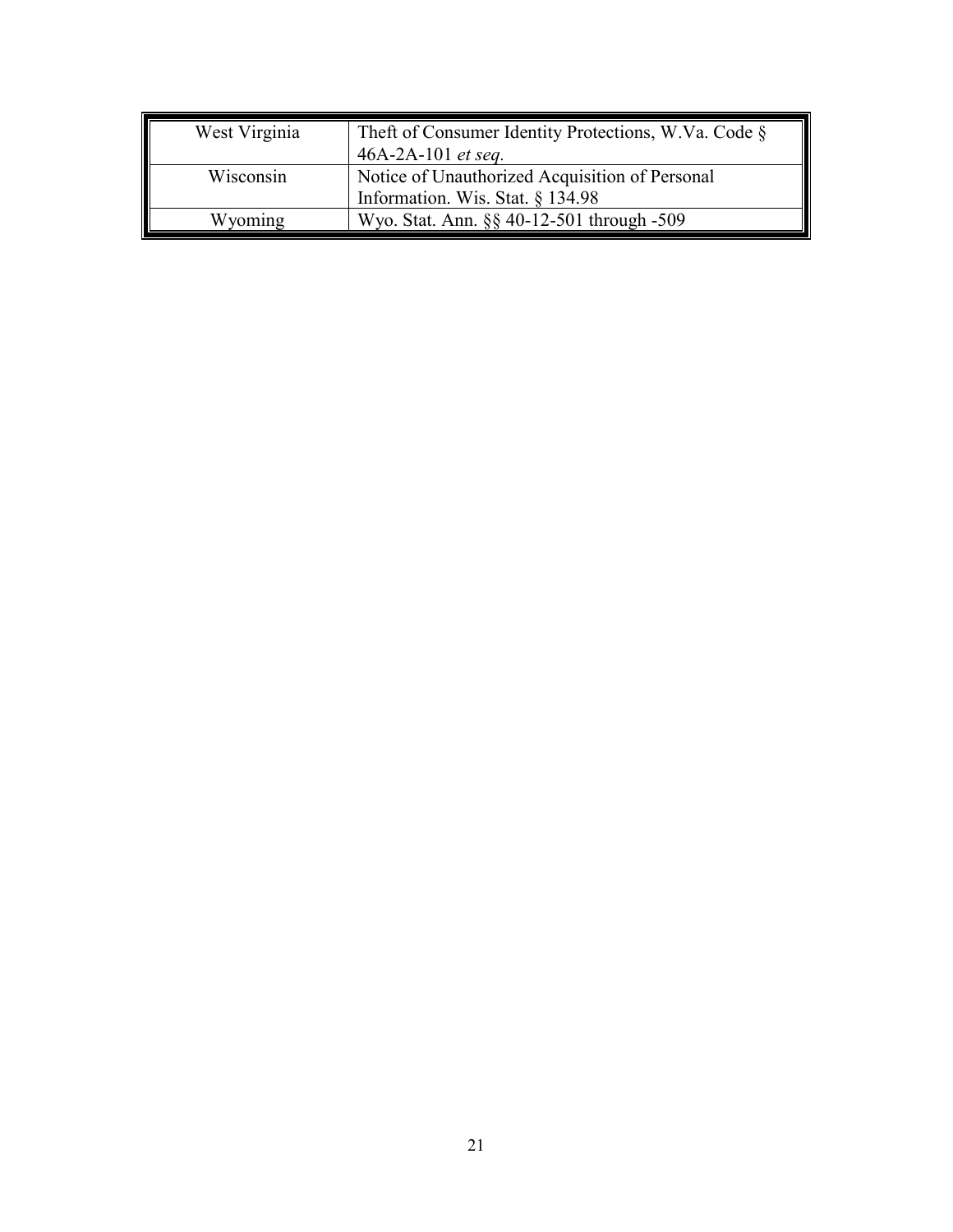| | |
|---|---|
| West Virginia | Theft of Consumer Identity Protections, W.Va. Code § 46A-2A-101 *et seq.* |
| Wisconsin | Notice of Unauthorized Acquisition of Personal Information. Wis. Stat. § 134.98 |
| Wyoming | Wyo. Stat. Ann. §§ 40-12-501 through -509 |